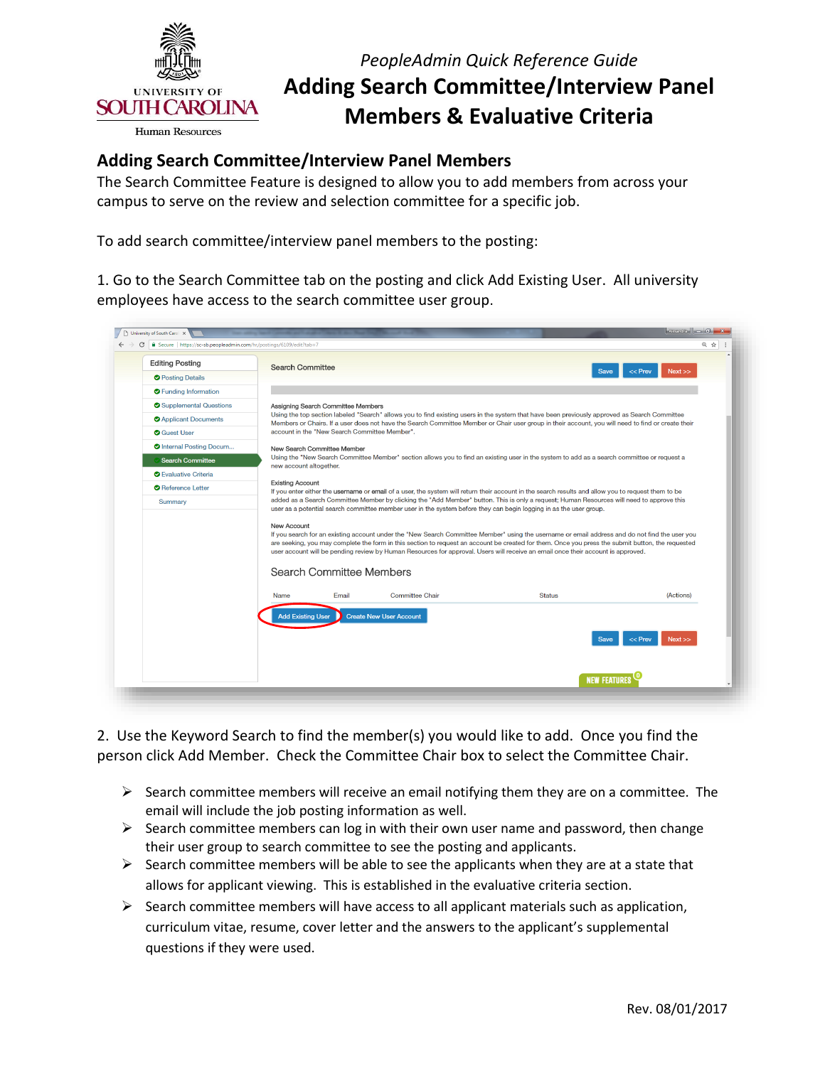*PeopleAdmin Quick Reference Guide*

# Adding Search Committee/Interview Panel Members & Evaluative Criteria

## Adding Search Committee/Interview Panel Members

The Search Committee Feature is designed to allow you to add members from across your campus to serve on the review and selection committee for a specific job.

To add search committee/interview panel members to the posting:

1. Go to the Search Committee tab on the posting and click Add Existing User. All university employees have access to the search committee user group.

2. Use the Keyword Search to find the member(s) you would like to add. Once you find the person click Add Member. Check the Committee Chair box to select the Committee Chair.

- Search committee members will receive an email notifying them they are on a committee. The email will include the job posting information as well.
- Search committee members can log in with their own user name and password, then change their user group to search committee to see the posting and applicants.
- Search committee members will be able to see the applicants when they are at a state that allows for applicant viewing. This is established in the evaluative criteria section.
- Search committee members will have access to all applicant materials such as application, curriculum vitae, resume, cover letter and the answers to the applicant's supplemental questions if they were used.

Rev. 08/01/2017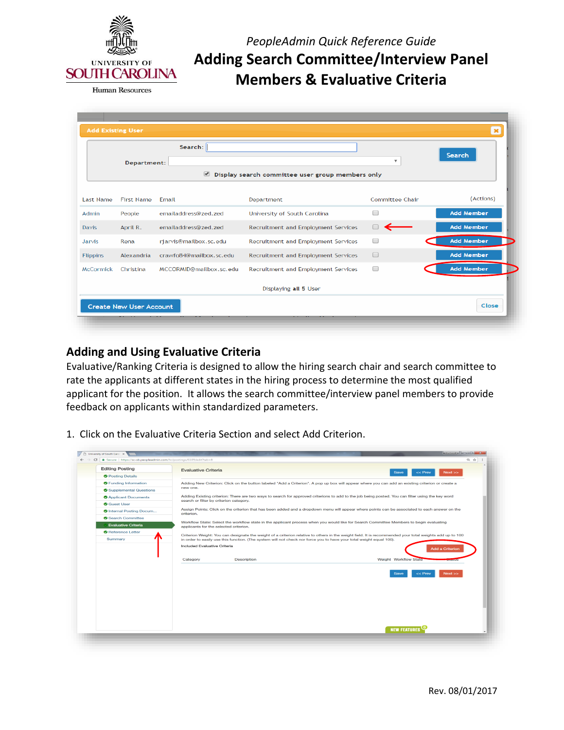*PeopleAdmin Quick Reference Guide*

# Adding Search Committee/Interview Panel Members & Evaluative Criteria

**Add Existing User**

Search: 

Department: 

Display search committee user group members only

| Last Name | First Name | Email | Department | Committee Chair | (Actions) |
|---|---|---|---|---|---|
| Admin | People | emailaddress@zed.zed | University of South Carolina | | Add Member |
| Davis | April R. | emailaddress@zed.zed | Recruitment and Employment Services | | Add Member |
| Jarvis | Rena | rjarvis@mailbox.sc.edu | Recruitment and Employment Services | | Add Member |
| Flippins | Alexandria | crawfo84@mailbox.sc.edu | Recruitment and Employment Services | | Add Member |
| McCormick | Christina | MCCORMID@mailbox.sc.edu | Recruitment and Employment Services | | Add Member |

Displaying **all 5** User

Create New User Account | Close

## Adding and Using Evaluative Criteria

Evaluative/Ranking Criteria is designed to allow the hiring search chair and search committee to rate the applicants at different states in the hiring process to determine the most qualified applicant for the position. It allows the search committee/interview panel members to provide feedback on applicants within standardized parameters.

1. Click on the Evaluative Criteria Section and select Add Criterion.

Rev. 08/01/2017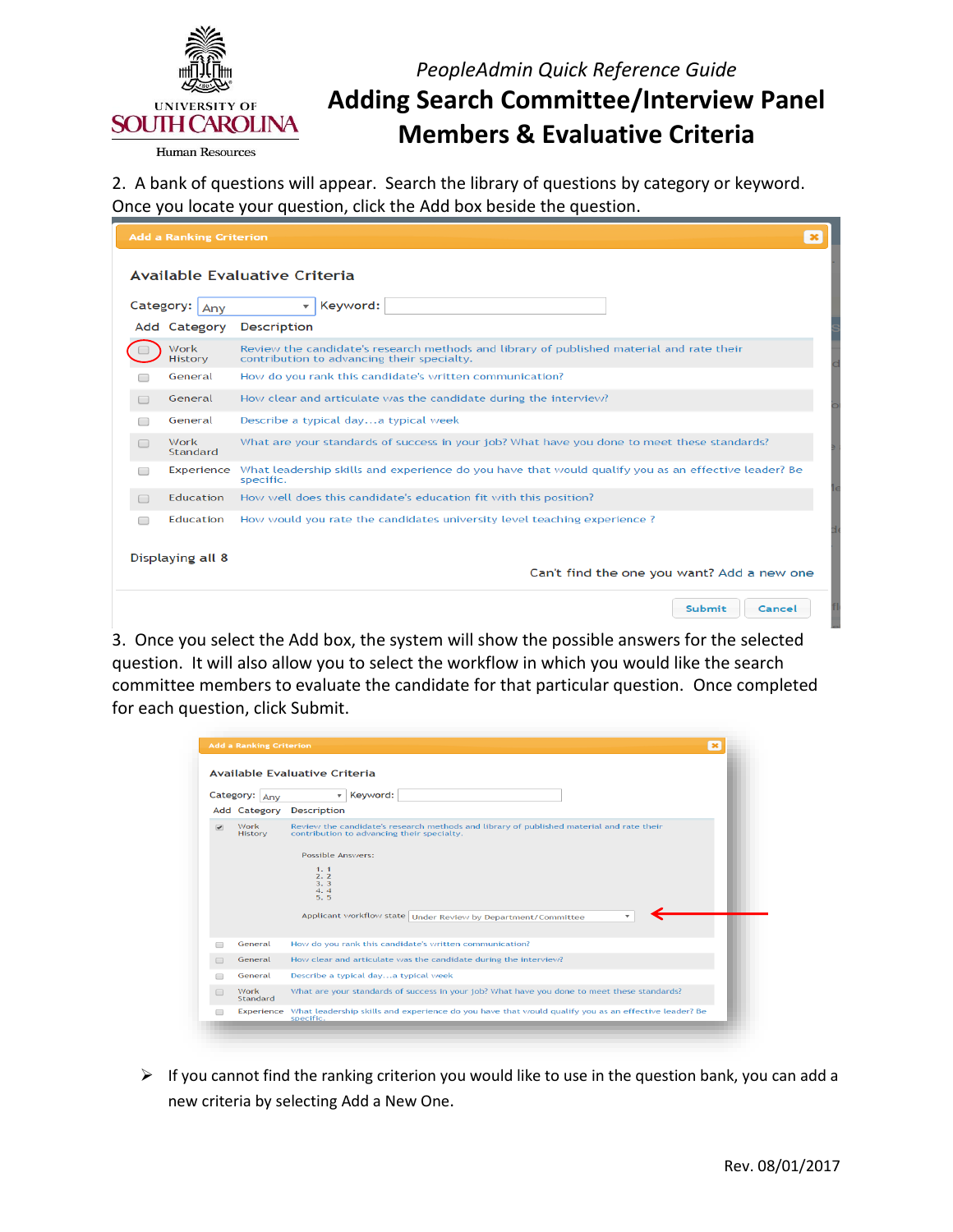2. A bank of questions will appear. Search the library of questions by category or keyword. Once you locate your question, click the Add box beside the question.

**Add a Ranking Criterion**

### Available Evaluative Criteria

Category: Any Keyword:

| Add | Category | Description |
|---|---|---|
| ☐ | Work History | Review the candidate's research methods and library of published material and rate their contribution to advancing their specialty. |
| ☐ | General | How do you rank this candidate's written communication? |
| ☐ | General | How clear and articulate was the candidate during the interview? |
| ☐ | General | Describe a typical day…a typical week |
| ☐ | Work Standard | What are your standards of success in your job? What have you done to meet these standards? |
| ☐ | Experience | What leadership skills and experience do you have that would qualify you as an effective leader? Be specific. |
| ☐ | Education | How well does this candidate's education fit with this position? |
| ☐ | Education | How would you rate the candidates university level teaching experience ? |

Displaying all 8

Can't find the one you want? Add a new one

Submit Cancel

3. Once you select the Add box, the system will show the possible answers for the selected question. It will also allow you to select the workflow in which you would like the search committee members to evaluate the candidate for that particular question. Once completed for each question, click Submit.

**Add a Ranking Criterion**

### Available Evaluative Criteria

Category: Any Keyword:

| Add | Category | Description |
|---|---|---|
| ☑ | Work History | Review the candidate's research methods and library of published material and rate their contribution to advancing their specialty. |

Possible Answers:

1. 1
2. 2
3. 3
4. 4
5. 5

Applicant workflow state: Under Review by Department/Committee

| Add | Category | Description |
|---|---|---|
| ☐ | General | How do you rank this candidate's written communication? |
| ☐ | General | How clear and articulate was the candidate during the interview? |
| ☐ | General | Describe a typical day…a typical week |
| ☐ | Work Standard | What are your standards of success in your job? What have you done to meet these standards? |
| ☐ | Experience | What leadership skills and experience do you have that would qualify you as an effective leader? Be specific. |

- If you cannot find the ranking criterion you would like to use in the question bank, you can add a new criteria by selecting Add a New One.

Rev. 08/01/2017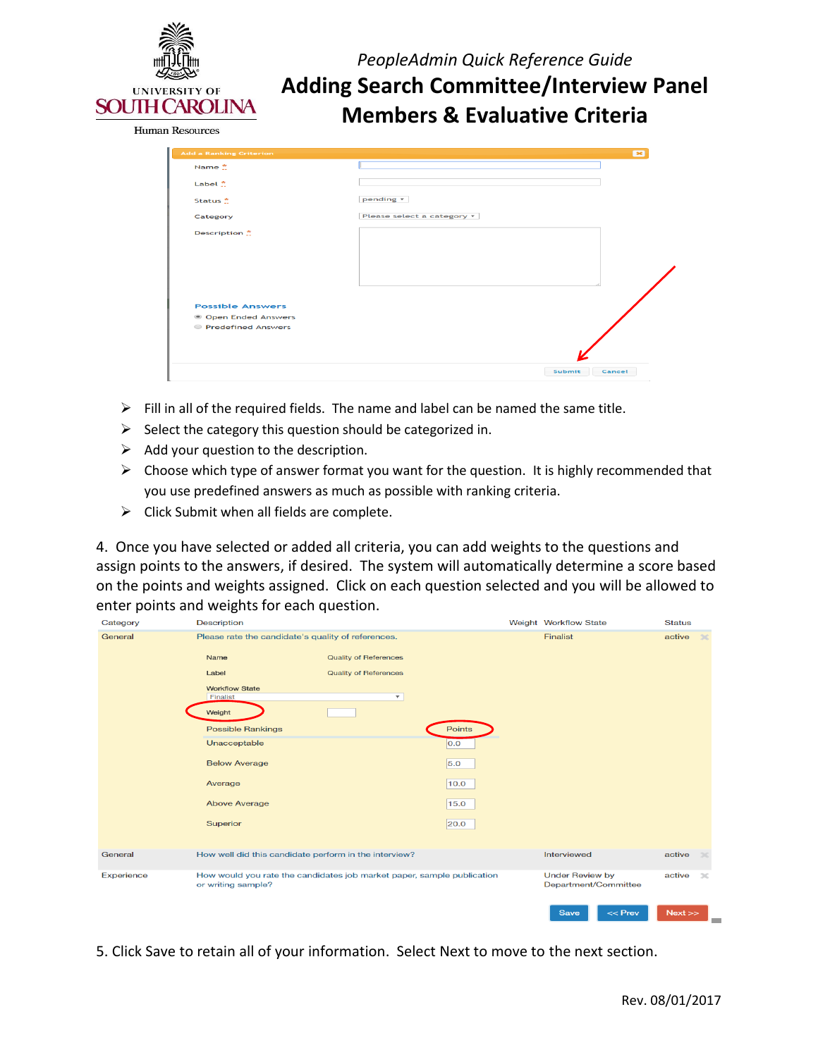PeopleAdmin Quick Reference Guide

# Adding Search Committee/Interview Panel Members & Evaluative Criteria

Add a Ranking Criterion

Name *

Label *

Status * pending

Category Please select a category

Description *

Possible Answers

- Open Ended Answers
- Predefined Answers

Submit Cancel

- Fill in all of the required fields. The name and label can be named the same title.
- Select the category this question should be categorized in.
- Add your question to the description.
- Choose which type of answer format you want for the question. It is highly recommended that you use predefined answers as much as possible with ranking criteria.
- Click Submit when all fields are complete.

4. Once you have selected or added all criteria, you can add weights to the questions and assign points to the answers, if desired. The system will automatically determine a score based on the points and weights assigned. Click on each question selected and you will be allowed to enter points and weights for each question.

| Category | Description | Weight | Workflow State | Status |
|---|---|---|---|---|
| General | Please rate the candidate's quality of references. | | Finalist | active |
| General | How well did this candidate perform in the interview? | | Interviewed | active |
| Experience | How would you rate the candidates job market paper, sample publication or writing sample? | | Under Review by Department/Committee | active |

Name: Quality of References

Label: Quality of References

Workflow State: Finalist

Weight

| Possible Rankings | Points |
|---|---|
| Unacceptable | 0.0 |
| Below Average | 5.0 |
| Average | 10.0 |
| Above Average | 15.0 |
| Superior | 20.0 |

Save | << Prev | Next >>

5. Click Save to retain all of your information. Select Next to move to the next section.

Rev. 08/01/2017